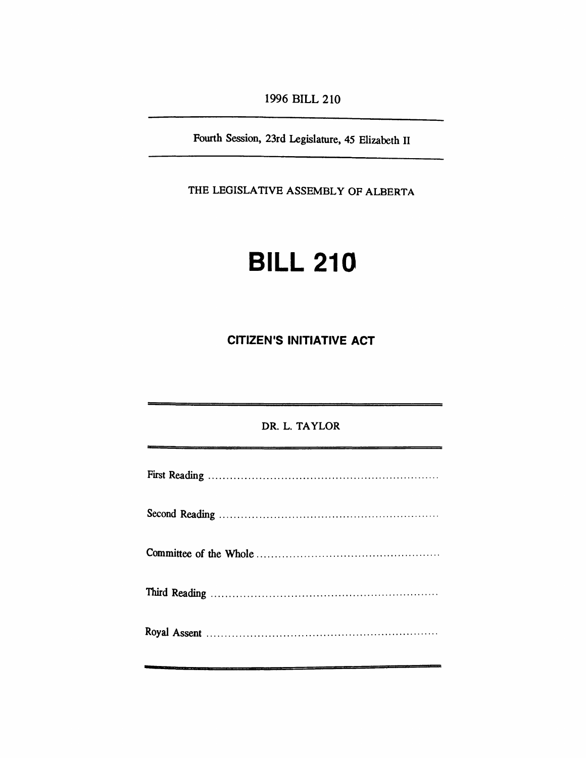1996 BILL 210

Fourth Session, 23rd Legislature, 45 Elizabeth II

THE LEGISLATIVE ASSEMBLY OF ALBERTA

# BILL 210

## CITIZEN'S INITIATIVE ACT

DR. L. TAYLOR

First Reading ..............................................................

Second Reading ..............................................................

Committee of the Whole ..............................................................

Third Reading ..............................................................

Royal Assent ..............................................................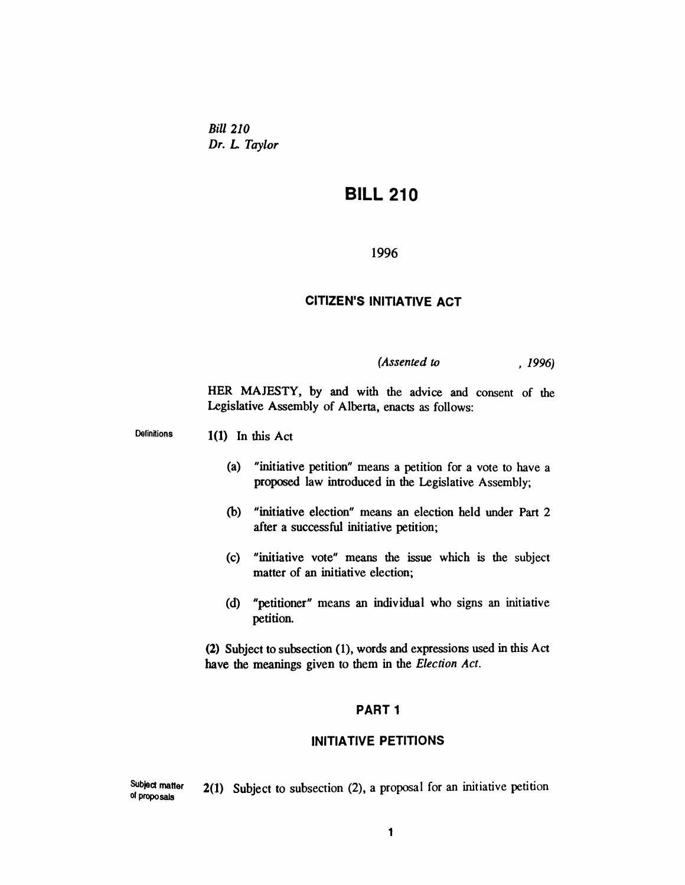*Bill 210*
*Dr. L. Taylor*

# BILL 210

1996

## CITIZEN'S INITIATIVE ACT

*(Assented to , 1996)*

HER MAJESTY, by and with the advice and consent of the Legislative Assembly of Alberta, enacts as follows:

Definitions

**1(1)** In this Act

(a) "initiative petition" means a petition for a vote to have a proposed law introduced in the Legislative Assembly;

(b) "initiative election" means an election held under Part 2 after a successful initiative petition;

(c) "initiative vote" means the issue which is the subject matter of an initiative election;

(d) "petitioner" means an individual who signs an initiative petition.

**(2)** Subject to subsection (1), words and expressions used in this Act have the meanings given to them in the *Election Act*.

## PART 1

## INITIATIVE PETITIONS

Subject matter of proposals

**2(1)** Subject to subsection (2), a proposal for an initiative petition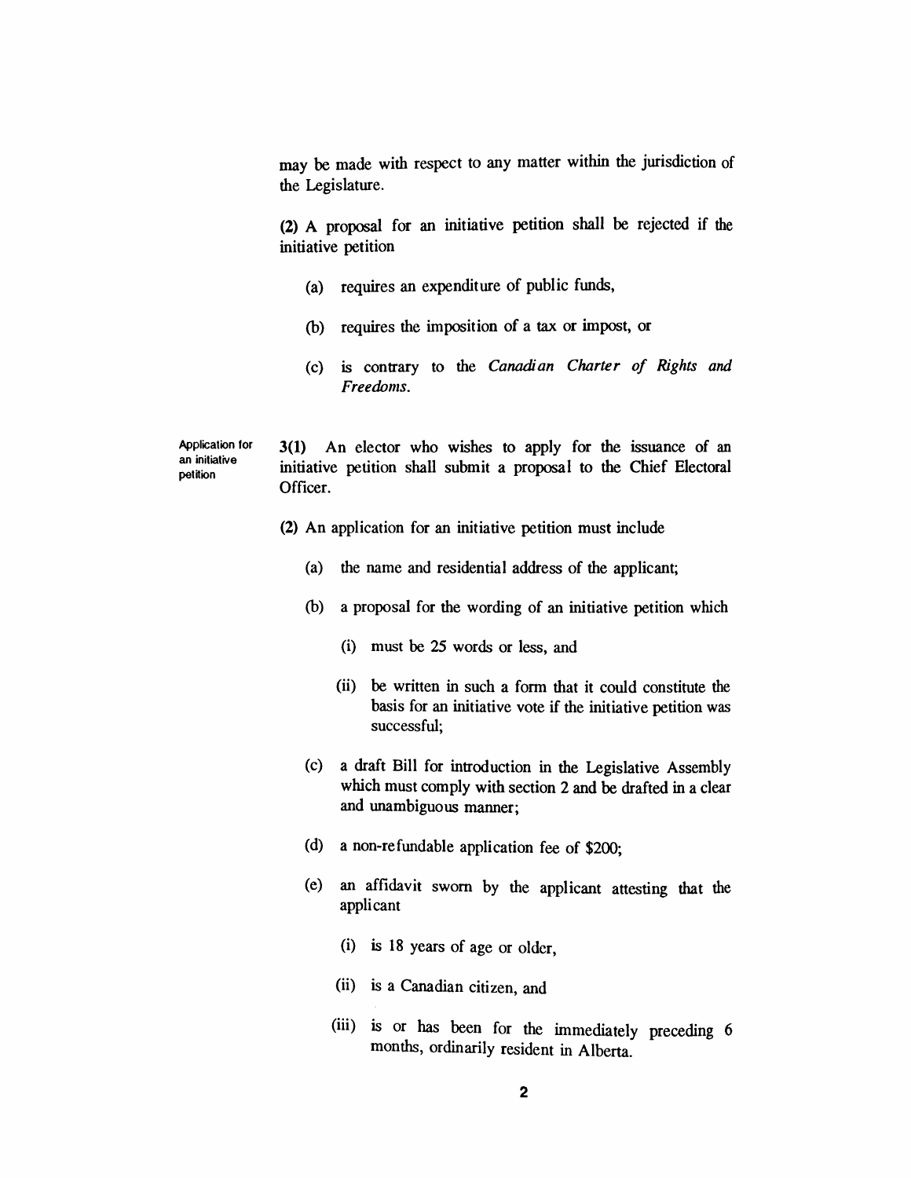may be made with respect to any matter within the jurisdiction of the Legislature.

**(2)** A proposal for an initiative petition shall be rejected if the initiative petition

(a) requires an expenditure of public funds,

(b) requires the imposition of a tax or impost, or

(c) is contrary to the *Canadian Charter of Rights and Freedoms*.

Application for an initiative petition

**3(1)** An elector who wishes to apply for the issuance of an initiative petition shall submit a proposal to the Chief Electoral Officer.

**(2)** An application for an initiative petition must include

(a) the name and residential address of the applicant;

(b) a proposal for the wording of an initiative petition which

(i) must be 25 words or less, and

(ii) be written in such a form that it could constitute the basis for an initiative vote if the initiative petition was successful;

(c) a draft Bill for introduction in the Legislative Assembly which must comply with section 2 and be drafted in a clear and unambiguous manner;

(d) a non-refundable application fee of $200;

(e) an affidavit sworn by the applicant attesting that the applicant

(i) is 18 years of age or older,

(ii) is a Canadian citizen, and

(iii) is or has been for the immediately preceding 6 months, ordinarily resident in Alberta.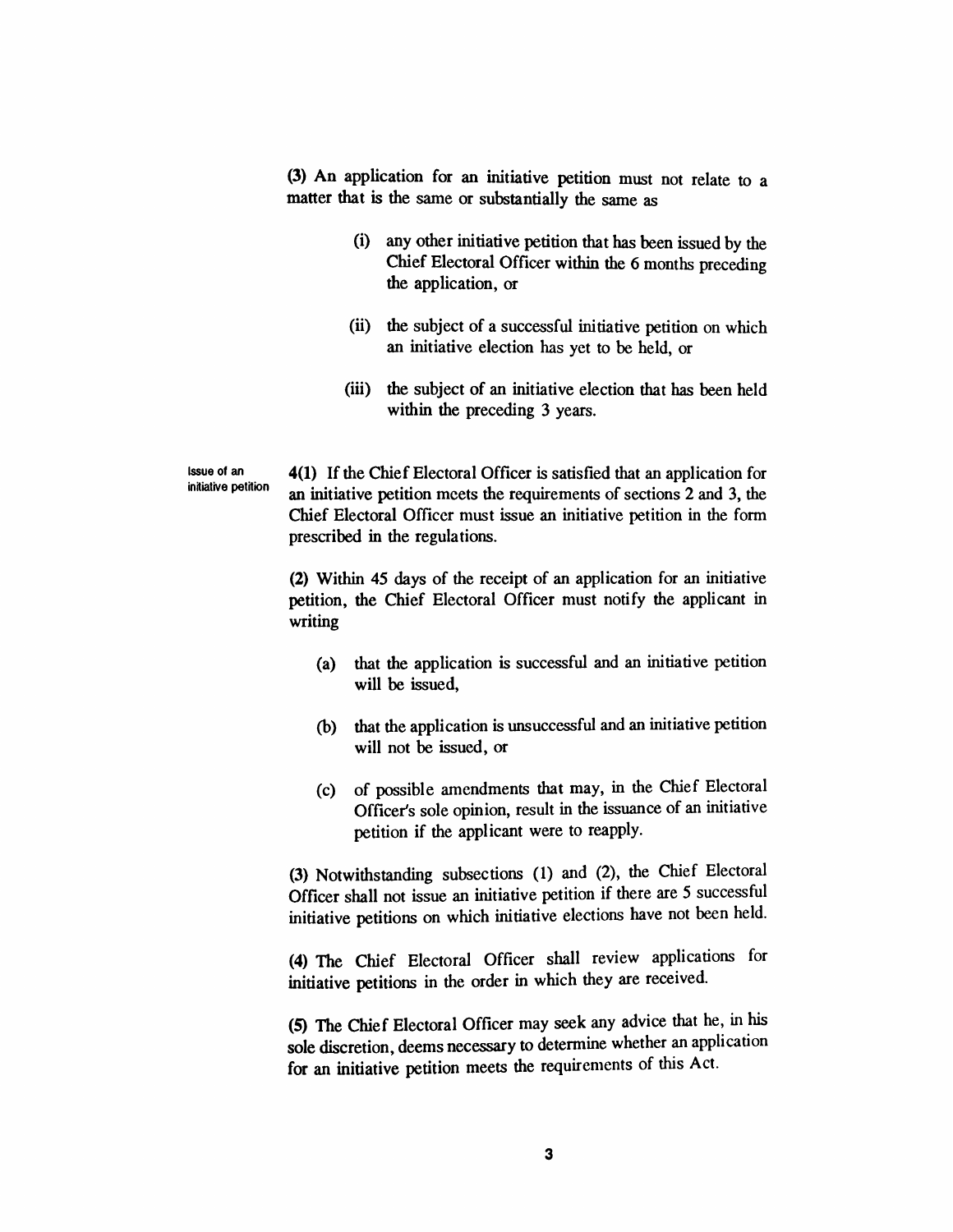(3) An application for an initiative petition must not relate to a matter that is the same or substantially the same as

- (i) any other initiative petition that has been issued by the Chief Electoral Officer within the 6 months preceding the application, or
- (ii) the subject of a successful initiative petition on which an initiative election has yet to be held, or
- (iii) the subject of an initiative election that has been held within the preceding 3 years.

**Issue of an initiative petition**

**4(1)** If the Chief Electoral Officer is satisfied that an application for an initiative petition meets the requirements of sections 2 and 3, the Chief Electoral Officer must issue an initiative petition in the form prescribed in the regulations.

(2) Within 45 days of the receipt of an application for an initiative petition, the Chief Electoral Officer must notify the applicant in writing

- (a) that the application is successful and an initiative petition will be issued,
- (b) that the application is unsuccessful and an initiative petition will not be issued, or
- (c) of possible amendments that may, in the Chief Electoral Officer's sole opinion, result in the issuance of an initiative petition if the applicant were to reapply.

(3) Notwithstanding subsections (1) and (2), the Chief Electoral Officer shall not issue an initiative petition if there are 5 successful initiative petitions on which initiative elections have not been held.

(4) The Chief Electoral Officer shall review applications for initiative petitions in the order in which they are received.

(5) The Chief Electoral Officer may seek any advice that he, in his sole discretion, deems necessary to determine whether an application for an initiative petition meets the requirements of this Act.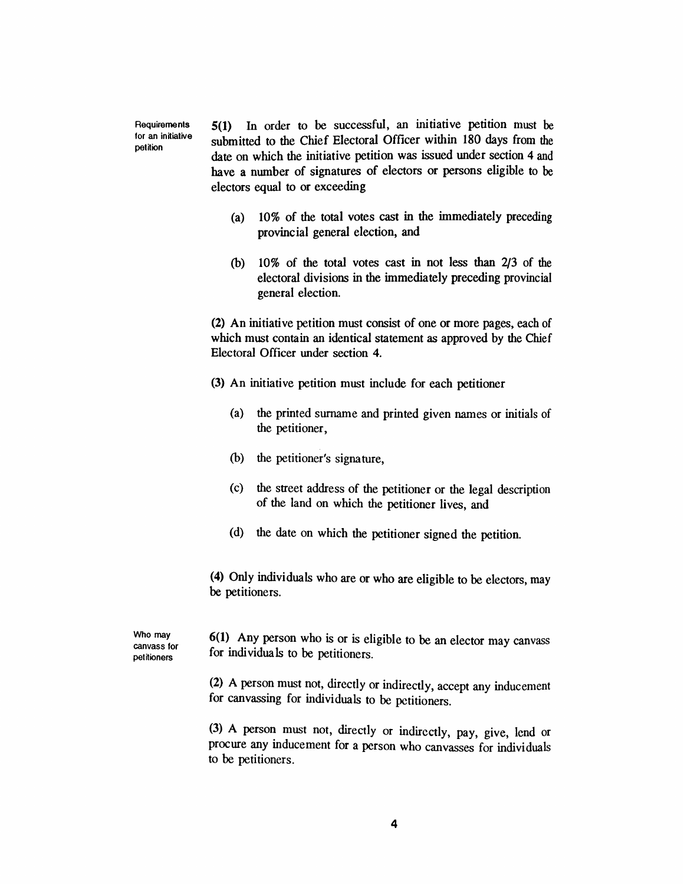**Requirements for an initiative petition**

5(1) In order to be successful, an initiative petition must be submitted to the Chief Electoral Officer within 180 days from the date on which the initiative petition was issued under section 4 and have a number of signatures of electors or persons eligible to be electors equal to or exceeding

(a) 10% of the total votes cast in the immediately preceding provincial general election, and

(b) 10% of the total votes cast in not less than 2/3 of the electoral divisions in the immediately preceding provincial general election.

(2) An initiative petition must consist of one or more pages, each of which must contain an identical statement as approved by the Chief Electoral Officer under section 4.

(3) An initiative petition must include for each petitioner

(a) the printed surname and printed given names or initials of the petitioner,

(b) the petitioner's signature,

(c) the street address of the petitioner or the legal description of the land on which the petitioner lives, and

(d) the date on which the petitioner signed the petition.

(4) Only individuals who are or who are eligible to be electors, may be petitioners.

**Who may canvass for petitioners**

6(1) Any person who is or is eligible to be an elector may canvass for individuals to be petitioners.

(2) A person must not, directly or indirectly, accept any inducement for canvassing for individuals to be petitioners.

(3) A person must not, directly or indirectly, pay, give, lend or procure any inducement for a person who canvasses for individuals to be petitioners.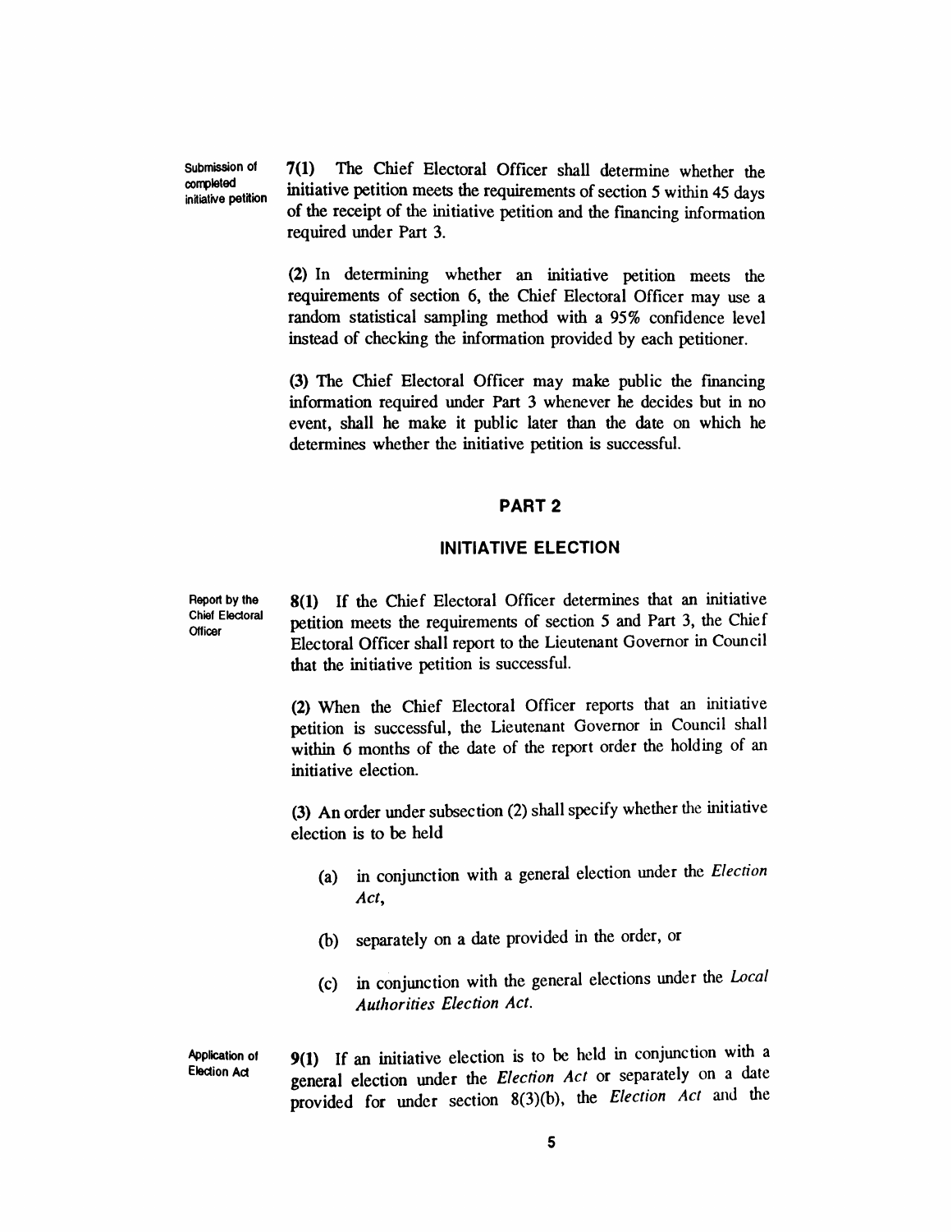Submission of completed initiative petition

**7(1)** The Chief Electoral Officer shall determine whether the initiative petition meets the requirements of section 5 within 45 days of the receipt of the initiative petition and the financing information required under Part 3.

**(2)** In determining whether an initiative petition meets the requirements of section 6, the Chief Electoral Officer may use a random statistical sampling method with a 95% confidence level instead of checking the information provided by each petitioner.

**(3)** The Chief Electoral Officer may make public the financing information required under Part 3 whenever he decides but in no event, shall he make it public later than the date on which he determines whether the initiative petition is successful.

## PART 2

## INITIATIVE ELECTION

Report by the Chief Electoral Officer

**8(1)** If the Chief Electoral Officer determines that an initiative petition meets the requirements of section 5 and Part 3, the Chief Electoral Officer shall report to the Lieutenant Governor in Council that the initiative petition is successful.

**(2)** When the Chief Electoral Officer reports that an initiative petition is successful, the Lieutenant Governor in Council shall within 6 months of the date of the report order the holding of an initiative election.

**(3)** An order under subsection (2) shall specify whether the initiative election is to be held

(a) in conjunction with a general election under the *Election Act*,

(b) separately on a date provided in the order, or

(c) in conjunction with the general elections under the *Local Authorities Election Act*.

Application of Election Act

**9(1)** If an initiative election is to be held in conjunction with a general election under the *Election Act* or separately on a date provided for under section 8(3)(b), the *Election Act* and the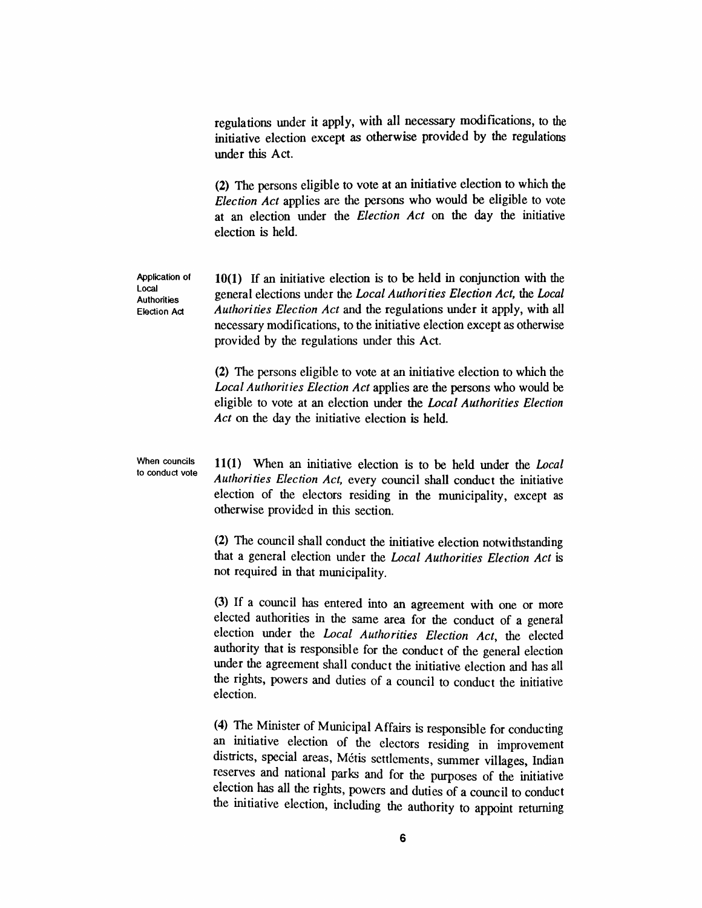regulations under it apply, with all necessary modifications, to the initiative election except as otherwise provided by the regulations under this Act.

(2) The persons eligible to vote at an initiative election to which the *Election Act* applies are the persons who would be eligible to vote at an election under the *Election Act* on the day the initiative election is held.

Application of Local Authorities Election Act

**10(1)** If an initiative election is to be held in conjunction with the general elections under the *Local Authorities Election Act,* the *Local Authorities Election Act* and the regulations under it apply, with all necessary modifications, to the initiative election except as otherwise provided by the regulations under this Act.

(2) The persons eligible to vote at an initiative election to which the *Local Authorities Election Act* applies are the persons who would be eligible to vote at an election under the *Local Authorities Election Act* on the day the initiative election is held.

When councils to conduct vote

**11(1)** When an initiative election is to be held under the *Local Authorities Election Act,* every council shall conduct the initiative election of the electors residing in the municipality, except as otherwise provided in this section.

(2) The council shall conduct the initiative election notwithstanding that a general election under the *Local Authorities Election Act* is not required in that municipality.

(3) If a council has entered into an agreement with one or more elected authorities in the same area for the conduct of a general election under the *Local Authorities Election Act,* the elected authority that is responsible for the conduct of the general election under the agreement shall conduct the initiative election and has all the rights, powers and duties of a council to conduct the initiative election.

(4) The Minister of Municipal Affairs is responsible for conducting an initiative election of the electors residing in improvement districts, special areas, Métis settlements, summer villages, Indian reserves and national parks and for the purposes of the initiative election has all the rights, powers and duties of a council to conduct the initiative election, including the authority to appoint returning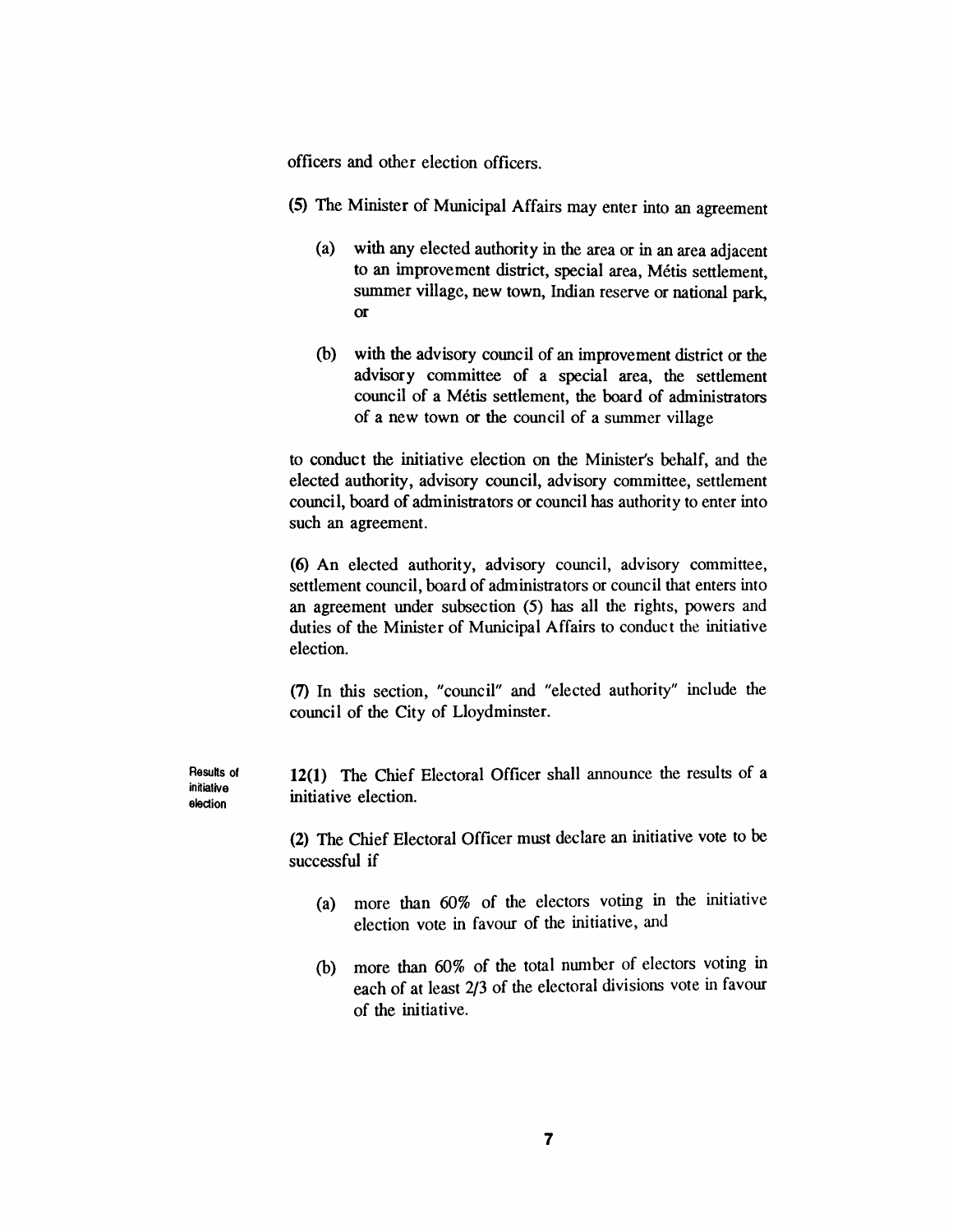officers and other election officers.

(5) The Minister of Municipal Affairs may enter into an agreement

(a) with any elected authority in the area or in an area adjacent to an improvement district, special area, Métis settlement, summer village, new town, Indian reserve or national park, or

(b) with the advisory council of an improvement district or the advisory committee of a special area, the settlement council of a Métis settlement, the board of administrators of a new town or the council of a summer village

to conduct the initiative election on the Minister's behalf, and the elected authority, advisory council, advisory committee, settlement council, board of administrators or council has authority to enter into such an agreement.

(6) An elected authority, advisory council, advisory committee, settlement council, board of administrators or council that enters into an agreement under subsection (5) has all the rights, powers and duties of the Minister of Municipal Affairs to conduct the initiative election.

(7) In this section, "council" and "elected authority" include the council of the City of Lloydminster.

**Results of initiative election**

**12(1)** The Chief Electoral Officer shall announce the results of a initiative election.

(2) The Chief Electoral Officer must declare an initiative vote to be successful if

(a) more than 60% of the electors voting in the initiative election vote in favour of the initiative, and

(b) more than 60% of the total number of electors voting in each of at least 2/3 of the electoral divisions vote in favour of the initiative.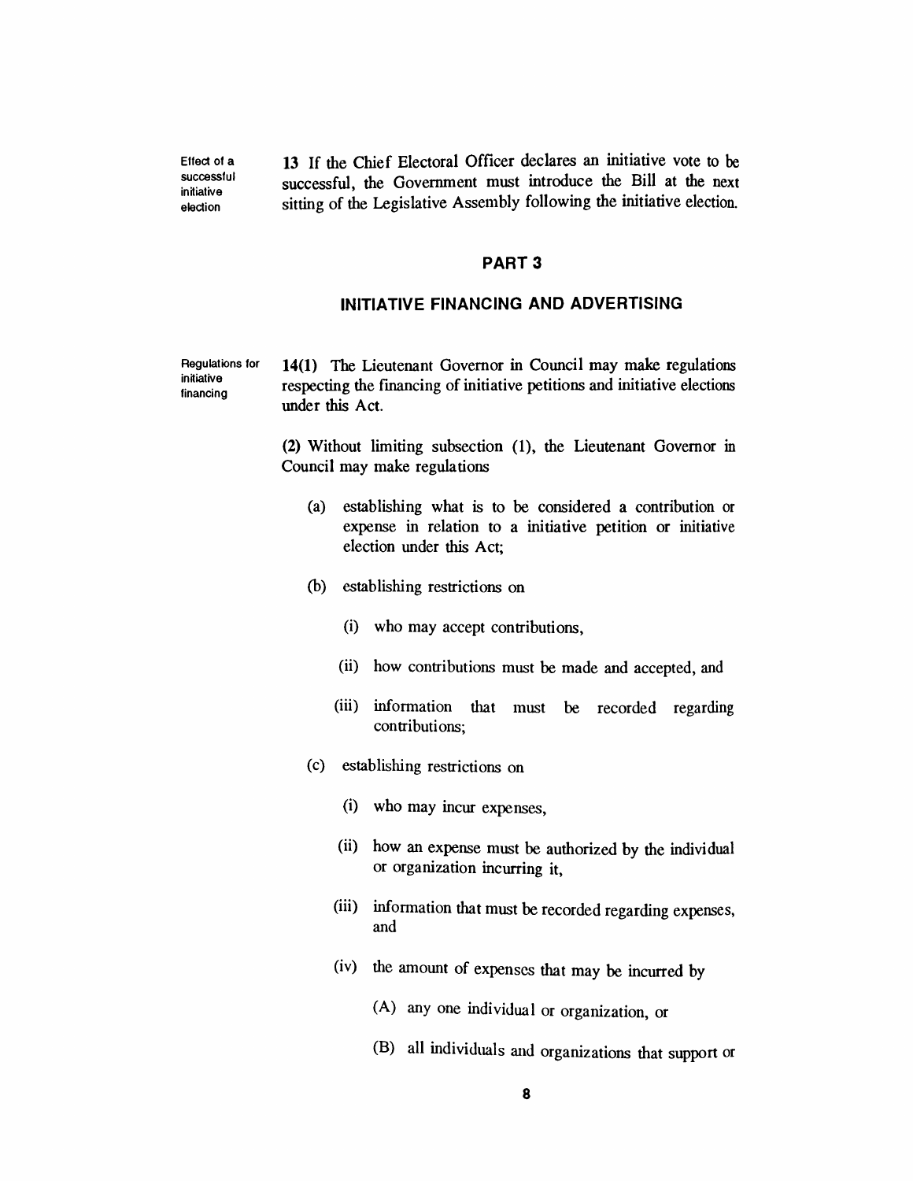**Effect of a successful initiative election**

**13** If the Chief Electoral Officer declares an initiative vote to be successful, the Government must introduce the Bill at the next sitting of the Legislative Assembly following the initiative election.

## PART 3

## INITIATIVE FINANCING AND ADVERTISING

**Regulations for initiative financing**

**14(1)** The Lieutenant Governor in Council may make regulations respecting the financing of initiative petitions and initiative elections under this Act.

**(2)** Without limiting subsection (1), the Lieutenant Governor in Council may make regulations

(a) establishing what is to be considered a contribution or expense in relation to a initiative petition or initiative election under this Act;

(b) establishing restrictions on

(i) who may accept contributions,

(ii) how contributions must be made and accepted, and

(iii) information that must be recorded regarding contributions;

(c) establishing restrictions on

(i) who may incur expenses,

(ii) how an expense must be authorized by the individual or organization incurring it,

(iii) information that must be recorded regarding expenses, and

(iv) the amount of expenses that may be incurred by

(A) any one individual or organization, or

(B) all individuals and organizations that support or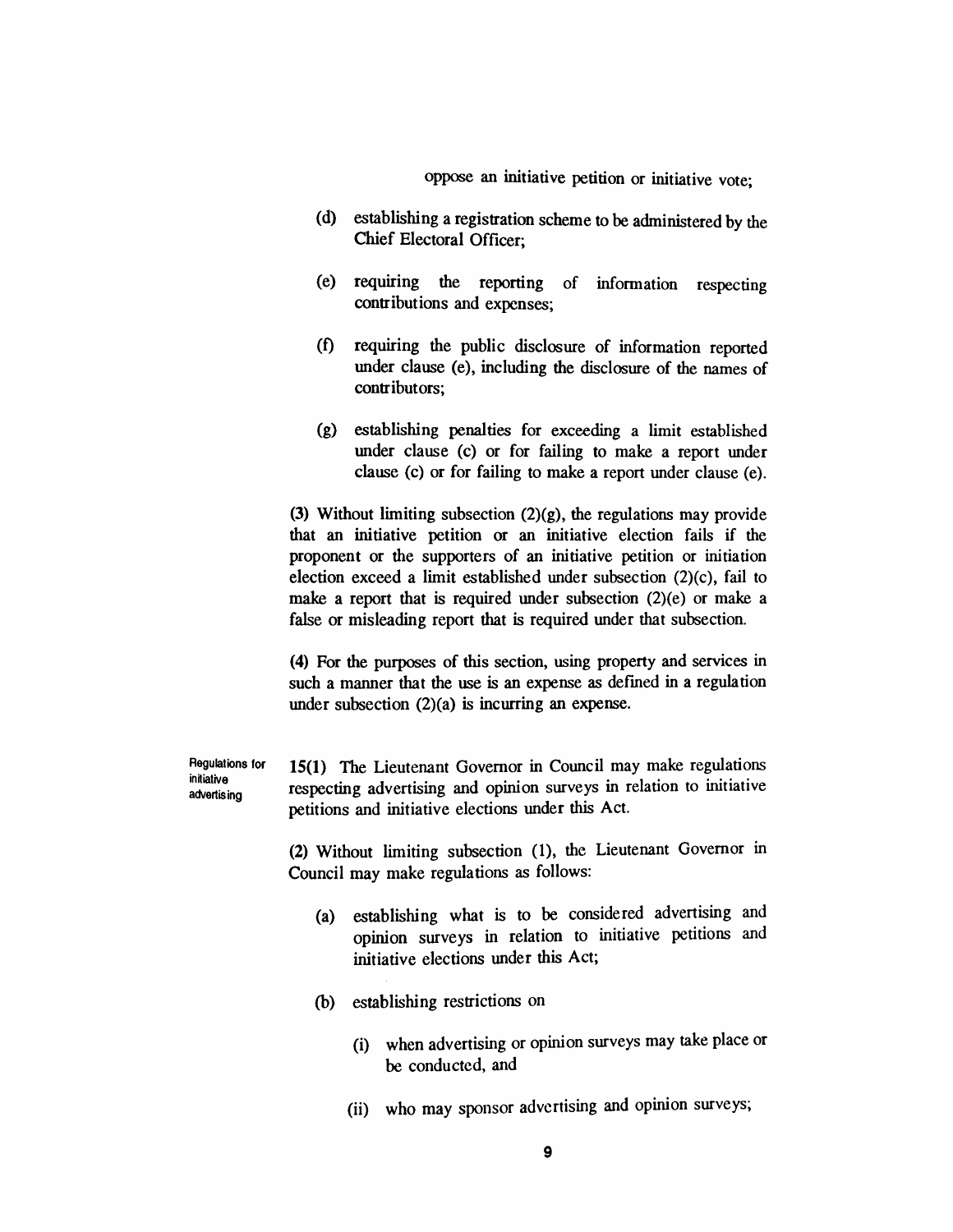oppose an initiative petition or initiative vote;

(d) establishing a registration scheme to be administered by the Chief Electoral Officer;

(e) requiring the reporting of information respecting contributions and expenses;

(f) requiring the public disclosure of information reported under clause (e), including the disclosure of the names of contributors;

(g) establishing penalties for exceeding a limit established under clause (c) or for failing to make a report under clause (c) or for failing to make a report under clause (e).

(3) Without limiting subsection (2)(g), the regulations may provide that an initiative petition or an initiative election fails if the proponent or the supporters of an initiative petition or initiation election exceed a limit established under subsection (2)(c), fail to make a report that is required under subsection (2)(e) or make a false or misleading report that is required under that subsection.

(4) For the purposes of this section, using property and services in such a manner that the use is an expense as defined in a regulation under subsection (2)(a) is incurring an expense.

**Regulations for initiative advertising**

15(1) The Lieutenant Governor in Council may make regulations respecting advertising and opinion surveys in relation to initiative petitions and initiative elections under this Act.

(2) Without limiting subsection (1), the Lieutenant Governor in Council may make regulations as follows:

(a) establishing what is to be considered advertising and opinion surveys in relation to initiative petitions and initiative elections under this Act;

(b) establishing restrictions on

(i) when advertising or opinion surveys may take place or be conducted, and

(ii) who may sponsor advertising and opinion surveys;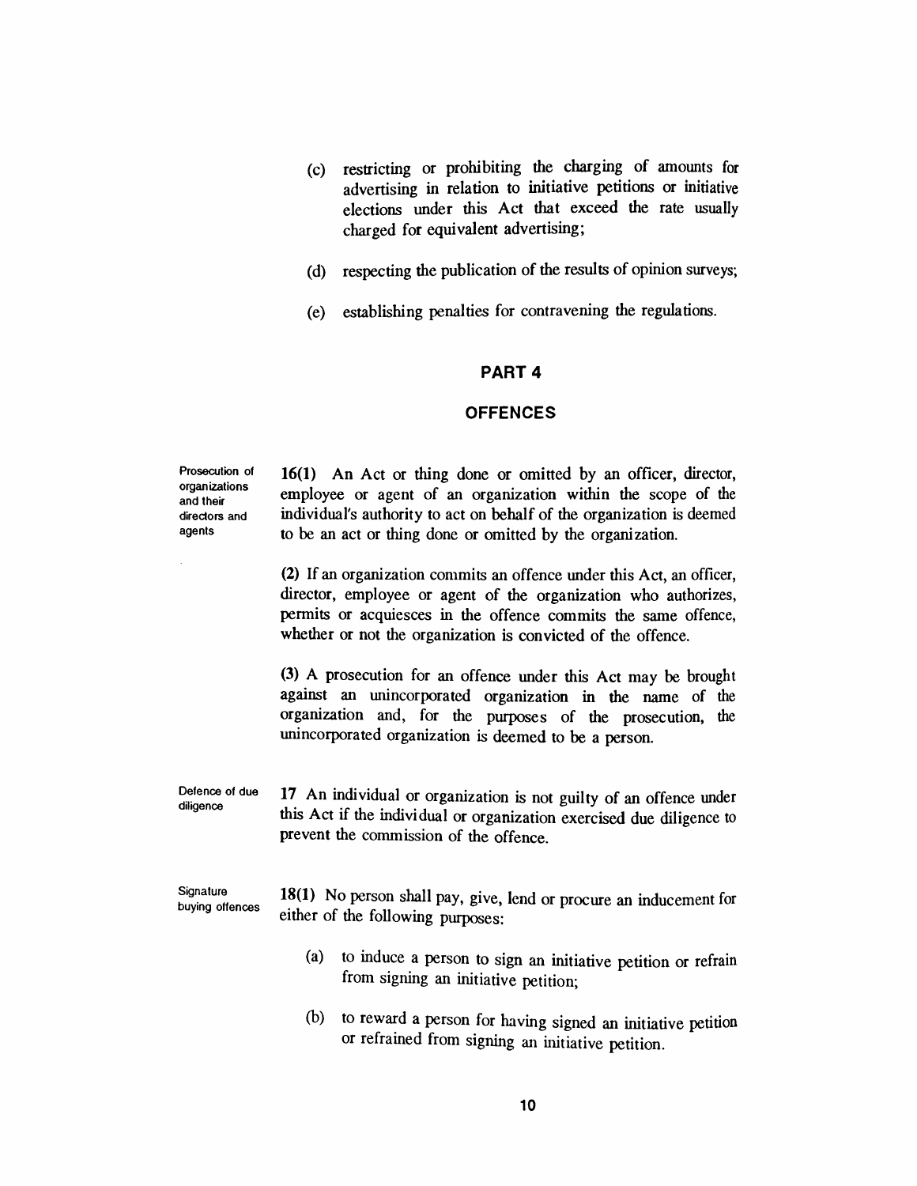(c) restricting or prohibiting the charging of amounts for advertising in relation to initiative petitions or initiative elections under this Act that exceed the rate usually charged for equivalent advertising;

(d) respecting the publication of the results of opinion surveys;

(e) establishing penalties for contravening the regulations.

## PART 4

## OFFENCES

*Prosecution of organizations and their directors and agents*

**16(1)** An Act or thing done or omitted by an officer, director, employee or agent of an organization within the scope of the individual's authority to act on behalf of the organization is deemed to be an act or thing done or omitted by the organization.

**(2)** If an organization commits an offence under this Act, an officer, director, employee or agent of the organization who authorizes, permits or acquiesces in the offence commits the same offence, whether or not the organization is convicted of the offence.

**(3)** A prosecution for an offence under this Act may be brought against an unincorporated organization in the name of the organization and, for the purposes of the prosecution, the unincorporated organization is deemed to be a person.

*Defence of due diligence*

**17** An individual or organization is not guilty of an offence under this Act if the individual or organization exercised due diligence to prevent the commission of the offence.

*Signature buying offences*

**18(1)** No person shall pay, give, lend or procure an inducement for either of the following purposes:

(a) to induce a person to sign an initiative petition or refrain from signing an initiative petition;

(b) to reward a person for having signed an initiative petition or refrained from signing an initiative petition.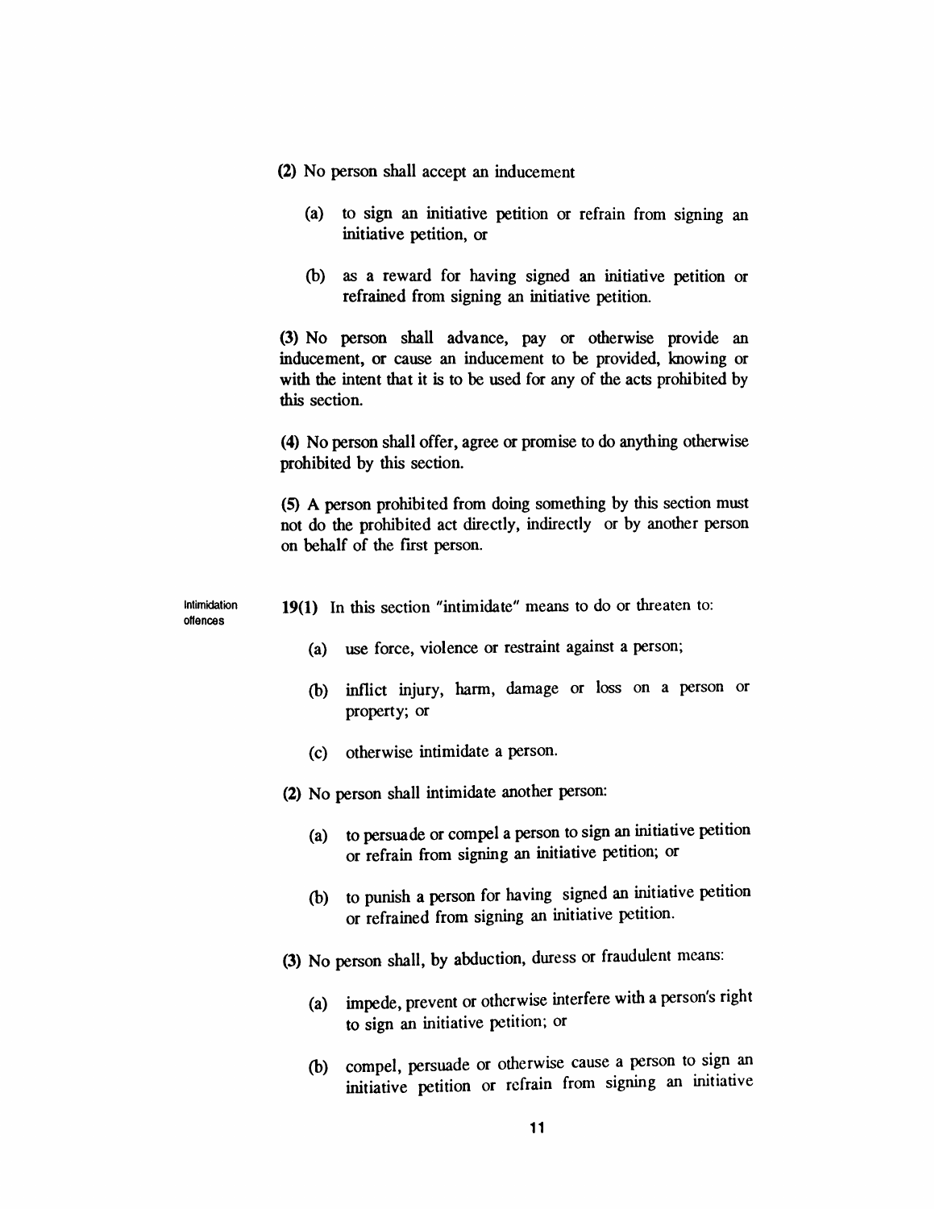(2) No person shall accept an inducement

(a) to sign an initiative petition or refrain from signing an initiative petition, or

(b) as a reward for having signed an initiative petition or refrained from signing an initiative petition.

(3) No person shall advance, pay or otherwise provide an inducement, or cause an inducement to be provided, knowing or with the intent that it is to be used for any of the acts prohibited by this section.

(4) No person shall offer, agree or promise to do anything otherwise prohibited by this section.

(5) A person prohibited from doing something by this section must not do the prohibited act directly, indirectly or by another person on behalf of the first person.

Intimidation offences

**19(1)** In this section "intimidate" means to do or threaten to:

(a) use force, violence or restraint against a person;

(b) inflict injury, harm, damage or loss on a person or property; or

(c) otherwise intimidate a person.

(2) No person shall intimidate another person:

(a) to persuade or compel a person to sign an initiative petition or refrain from signing an initiative petition; or

(b) to punish a person for having signed an initiative petition or refrained from signing an initiative petition.

(3) No person shall, by abduction, duress or fraudulent means:

(a) impede, prevent or otherwise interfere with a person's right to sign an initiative petition; or

(b) compel, persuade or otherwise cause a person to sign an initiative petition or refrain from signing an initiative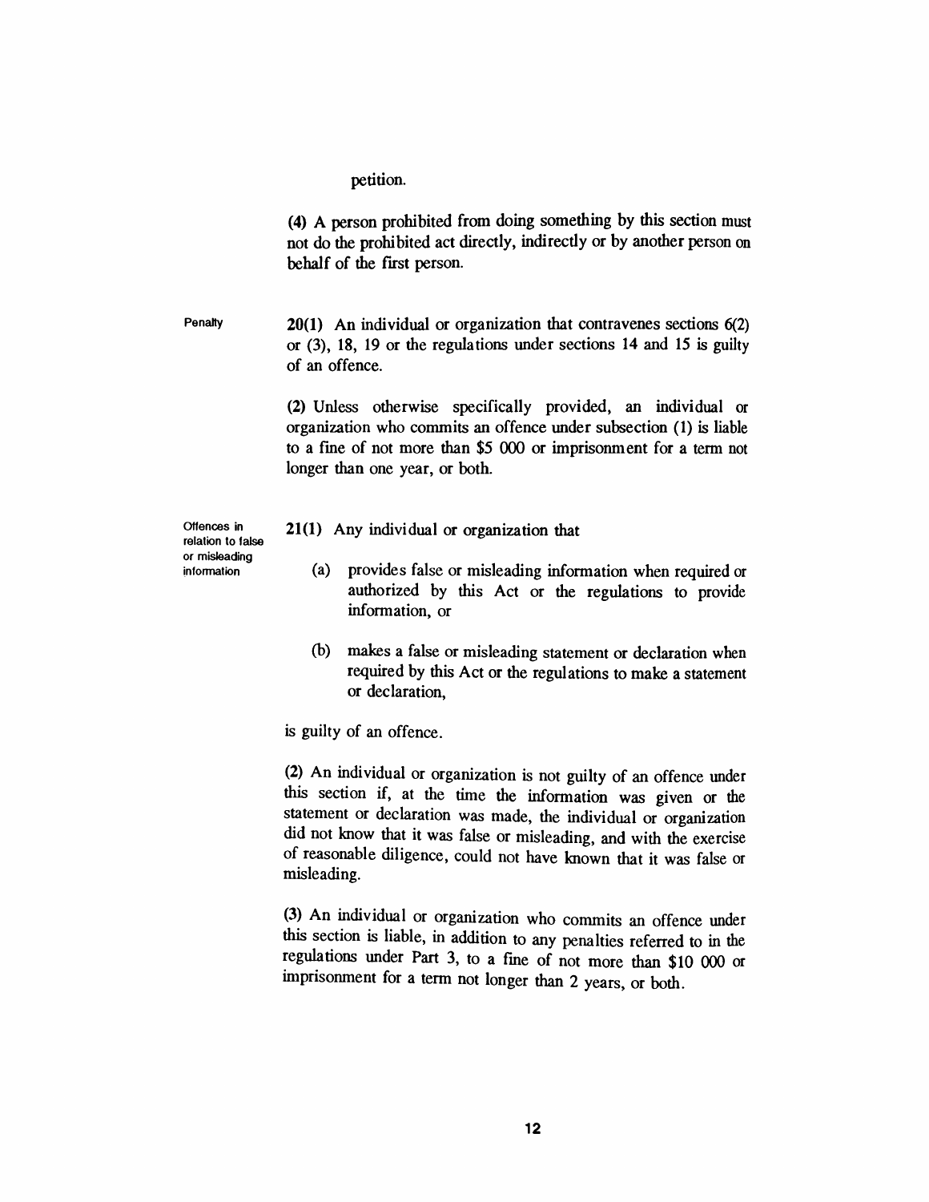petition.

(4) A person prohibited from doing something by this section must not do the prohibited act directly, indirectly or by another person on behalf of the first person.

Penalty

**20(1)** An individual or organization that contravenes sections 6(2) or (3), 18, 19 or the regulations under sections 14 and 15 is guilty of an offence.

(2) Unless otherwise specifically provided, an individual or organization who commits an offence under subsection (1) is liable to a fine of not more than $5 000 or imprisonment for a term not longer than one year, or both.

Offences in relation to false or misleading information

**21(1)** Any individual or organization that

- (a) provides false or misleading information when required or authorized by this Act or the regulations to provide information, or
- (b) makes a false or misleading statement or declaration when required by this Act or the regulations to make a statement or declaration,

is guilty of an offence.

(2) An individual or organization is not guilty of an offence under this section if, at the time the information was given or the statement or declaration was made, the individual or organization did not know that it was false or misleading, and with the exercise of reasonable diligence, could not have known that it was false or misleading.

(3) An individual or organization who commits an offence under this section is liable, in addition to any penalties referred to in the regulations under Part 3, to a fine of not more than $10 000 or imprisonment for a term not longer than 2 years, or both.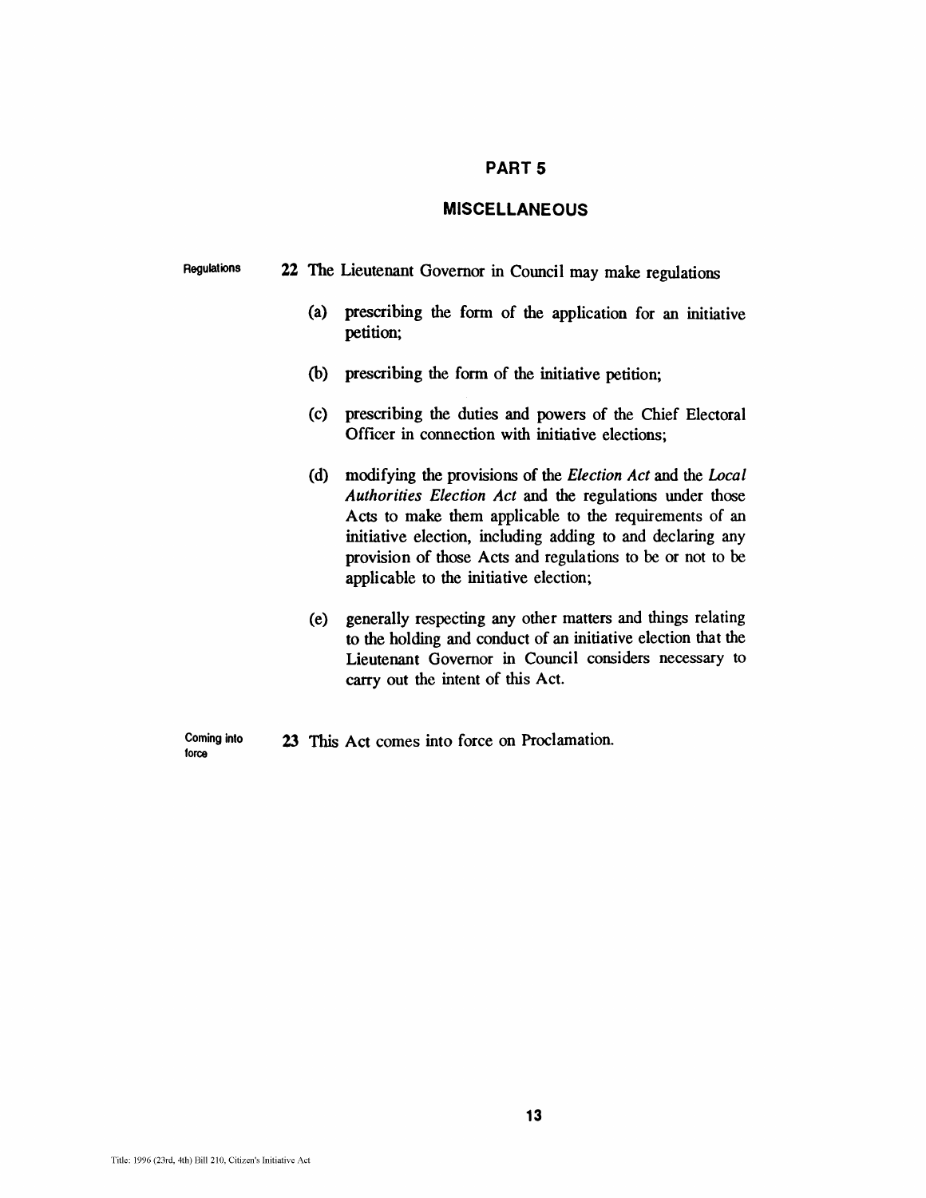## PART 5

## MISCELLANEOUS

Regulations

**22** The Lieutenant Governor in Council may make regulations

(a) prescribing the form of the application for an initiative petition;

(b) prescribing the form of the initiative petition;

(c) prescribing the duties and powers of the Chief Electoral Officer in connection with initiative elections;

(d) modifying the provisions of the *Election Act* and the *Local Authorities Election Act* and the regulations under those Acts to make them applicable to the requirements of an initiative election, including adding to and declaring any provision of those Acts and regulations to be or not to be applicable to the initiative election;

(e) generally respecting any other matters and things relating to the holding and conduct of an initiative election that the Lieutenant Governor in Council considers necessary to carry out the intent of this Act.

Coming into force

**23** This Act comes into force on Proclamation.

Title: 1996 (23rd, 4th) Bill 210, Citizen's Initiative Act